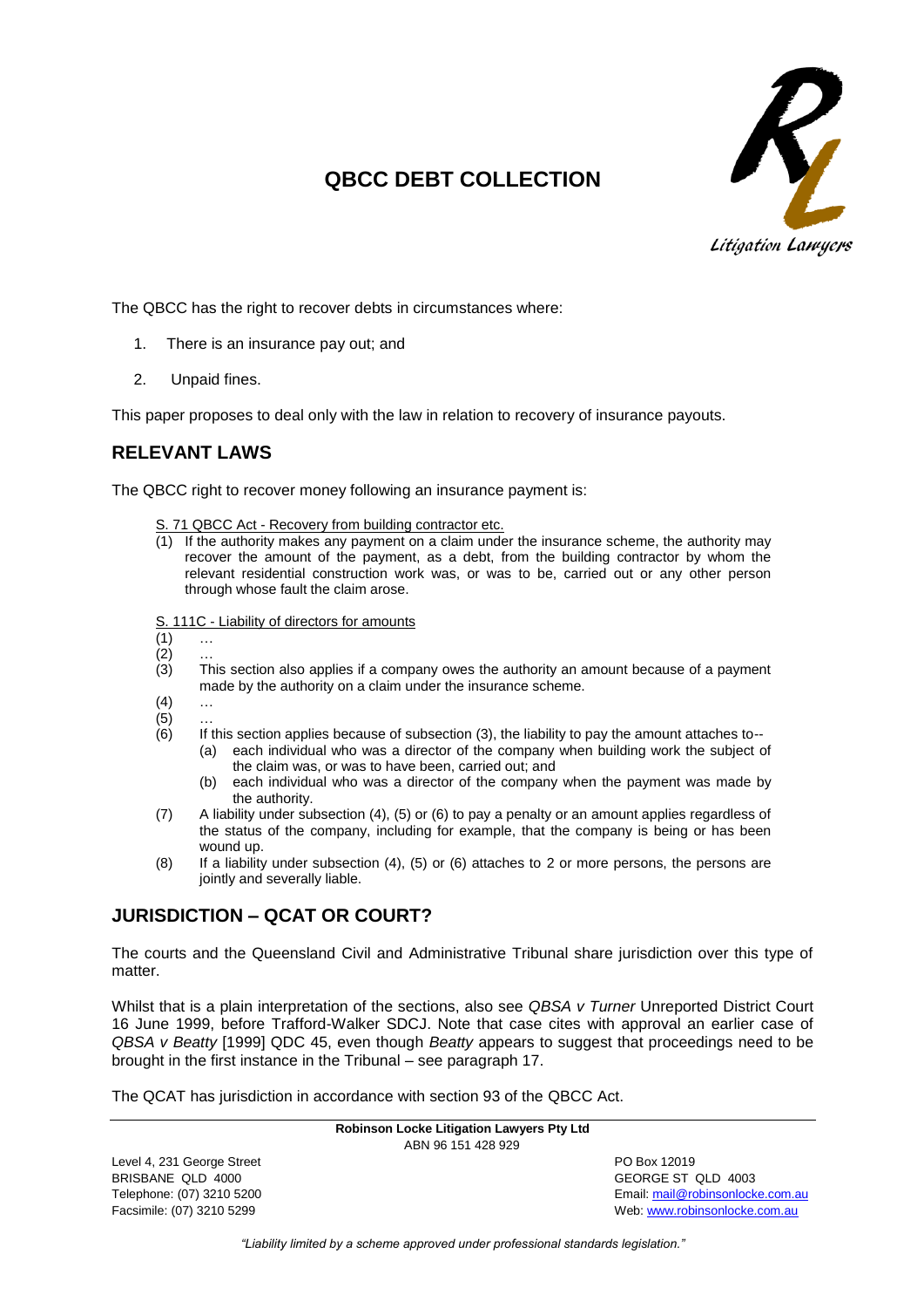# QBCC DEBT COLLECTION

The QBCC has the right to recover debts in circumstances where:

1. There is an insurance pay out; and
2. Unpaid fines.

This paper proposes to deal only with the law in relation to recovery of insurance payouts.

## RELEVANT LAWS

The QBCC right to recover money following an insurance payment is:

> S. 71 QBCC Act - Recovery from building contractor etc.
>
> (1) If the authority makes any payment on a claim under the insurance scheme, the authority may recover the amount of the payment, as a debt, from the building contractor by whom the relevant residential construction work was, or was to be, carried out or any other person through whose fault the claim arose.

> S. 111C - Liability of directors for amounts
>
> (1) …
>
> (2) …
>
> (3) This section also applies if a company owes the authority an amount because of a payment made by the authority on a claim under the insurance scheme.
>
> (4) …
>
> (5) …
>
> (6) If this section applies because of subsection (3), the liability to pay the amount attaches to--
>
> (a) each individual who was a director of the company when building work the subject of the claim was, or was to have been, carried out; and
>
> (b) each individual who was a director of the company when the payment was made by the authority.
>
> (7) A liability under subsection (4), (5) or (6) to pay a penalty or an amount applies regardless of the status of the company, including for example, that the company is being or has been wound up.
>
> (8) If a liability under subsection (4), (5) or (6) attaches to 2 or more persons, the persons are jointly and severally liable.

## JURISDICTION – QCAT OR COURT?

The courts and the Queensland Civil and Administrative Tribunal share jurisdiction over this type of matter.

Whilst that is a plain interpretation of the sections, also see *QBSA v Turner* Unreported District Court 16 June 1999, before Trafford-Walker SDCJ. Note that case cites with approval an earlier case of *QBSA v Beatty* [1999] QDC 45, even though *Beatty* appears to suggest that proceedings need to be brought in the first instance in the Tribunal – see paragraph 17.

The QCAT has jurisdiction in accordance with section 93 of the QBCC Act.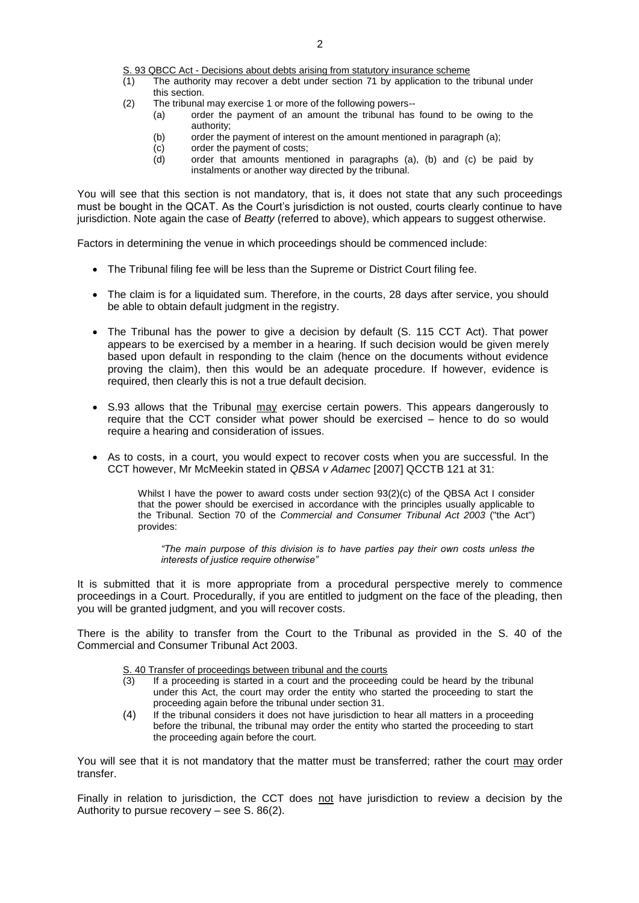<u>S. 93 QBCC Act - Decisions about debts arising from statutory insurance scheme</u>

(1) The authority may recover a debt under section 71 by application to the tribunal under this section.

(2) The tribunal may exercise 1 or more of the following powers--

   (a) order the payment of an amount the tribunal has found to be owing to the authority;

   (b) order the payment of interest on the amount mentioned in paragraph (a);

   (c) order the payment of costs;

   (d) order that amounts mentioned in paragraphs (a), (b) and (c) be paid by instalments or another way directed by the tribunal.

You will see that this section is not mandatory, that is, it does not state that any such proceedings must be bought in the QCAT. As the Court's jurisdiction is not ousted, courts clearly continue to have jurisdiction. Note again the case of *Beatty* (referred to above), which appears to suggest otherwise.

Factors in determining the venue in which proceedings should be commenced include:

- The Tribunal filing fee will be less than the Supreme or District Court filing fee.
- The claim is for a liquidated sum. Therefore, in the courts, 28 days after service, you should be able to obtain default judgment in the registry.
- The Tribunal has the power to give a decision by default (S. 115 CCT Act). That power appears to be exercised by a member in a hearing. If such decision would be given merely based upon default in responding to the claim (hence on the documents without evidence proving the claim), then this would be an adequate procedure. If however, evidence is required, then clearly this is not a true default decision.
- S.93 allows that the Tribunal <u>may</u> exercise certain powers. This appears dangerously to require that the CCT consider what power should be exercised – hence to do so would require a hearing and consideration of issues.
- As to costs, in a court, you would expect to recover costs when you are successful. In the CCT however, Mr McMeekin stated in *QBSA v Adamec* [2007] QCCTB 121 at 31:

  > Whilst I have the power to award costs under section 93(2)(c) of the QBSA Act I consider that the power should be exercised in accordance with the principles usually applicable to the Tribunal. Section 70 of the *Commercial and Consumer Tribunal Act 2003* ("the Act") provides:
  >
  > > *"The main purpose of this division is to have parties pay their own costs unless the interests of justice require otherwise"*

It is submitted that it is more appropriate from a procedural perspective merely to commence proceedings in a Court. Procedurally, if you are entitled to judgment on the face of the pleading, then you will be granted judgment, and you will recover costs.

There is the ability to transfer from the Court to the Tribunal as provided in the S. 40 of the Commercial and Consumer Tribunal Act 2003.

<u>S. 40 Transfer of proceedings between tribunal and the courts</u>

(3) If a proceeding is started in a court and the proceeding could be heard by the tribunal under this Act, the court may order the entity who started the proceeding to start the proceeding again before the tribunal under section 31.

(4) If the tribunal considers it does not have jurisdiction to hear all matters in a proceeding before the tribunal, the tribunal may order the entity who started the proceeding to start the proceeding again before the court.

You will see that it is not mandatory that the matter must be transferred; rather the court <u>may</u> order transfer.

Finally in relation to jurisdiction, the CCT does <u>not</u> have jurisdiction to review a decision by the Authority to pursue recovery – see S. 86(2).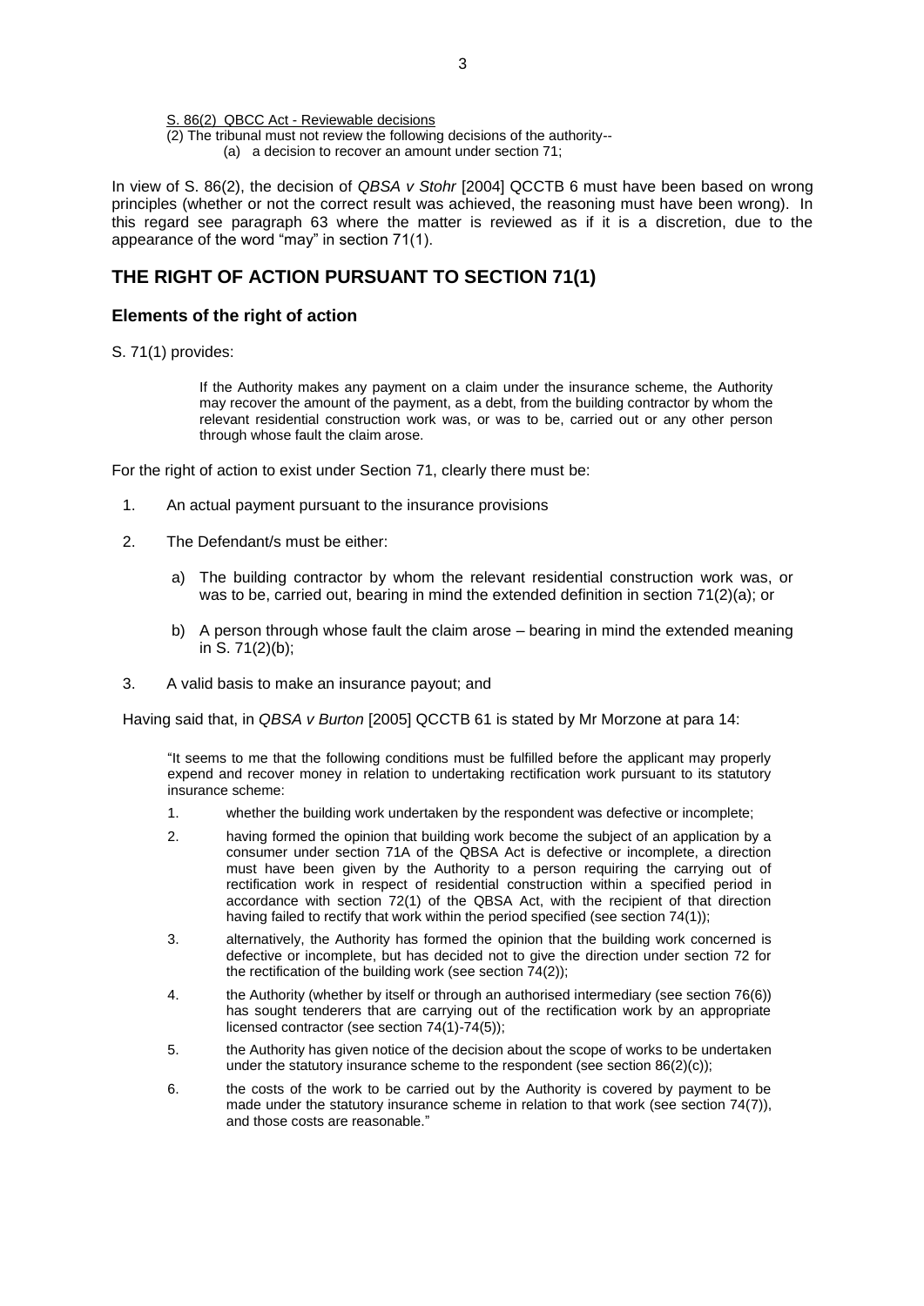S. 86(2) QBCC Act - Reviewable decisions

(2) The tribunal must not review the following decisions of the authority--

(a) a decision to recover an amount under section 71;

In view of S. 86(2), the decision of *QBSA v Stohr* [2004] QCCTB 6 must have been based on wrong principles (whether or not the correct result was achieved, the reasoning must have been wrong). In this regard see paragraph 63 where the matter is reviewed as if it is a discretion, due to the appearance of the word "may" in section 71(1).

## THE RIGHT OF ACTION PURSUANT TO SECTION 71(1)

### Elements of the right of action

S. 71(1) provides:

> If the Authority makes any payment on a claim under the insurance scheme, the Authority may recover the amount of the payment, as a debt, from the building contractor by whom the relevant residential construction work was, or was to be, carried out or any other person through whose fault the claim arose.

For the right of action to exist under Section 71, clearly there must be:

1. An actual payment pursuant to the insurance provisions
2. The Defendant/s must be either:
   a) The building contractor by whom the relevant residential construction work was, or was to be, carried out, bearing in mind the extended definition in section 71(2)(a); or
   b) A person through whose fault the claim arose – bearing in mind the extended meaning in S. 71(2)(b);
3. A valid basis to make an insurance payout; and

Having said that, in *QBSA v Burton* [2005] QCCTB 61 is stated by Mr Morzone at para 14:

> "It seems to me that the following conditions must be fulfilled before the applicant may properly expend and recover money in relation to undertaking rectification work pursuant to its statutory insurance scheme:
>
> 1. whether the building work undertaken by the respondent was defective or incomplete;
> 2. having formed the opinion that building work become the subject of an application by a consumer under section 71A of the QBSA Act is defective or incomplete, a direction must have been given by the Authority to a person requiring the carrying out of rectification work in respect of residential construction within a specified period in accordance with section 72(1) of the QBSA Act, with the recipient of that direction having failed to rectify that work within the period specified (see section 74(1));
> 3. alternatively, the Authority has formed the opinion that the building work concerned is defective or incomplete, but has decided not to give the direction under section 72 for the rectification of the building work (see section 74(2));
> 4. the Authority (whether by itself or through an authorised intermediary (see section 76(6)) has sought tenderers that are carrying out of the rectification work by an appropriate licensed contractor (see section 74(1)-74(5));
> 5. the Authority has given notice of the decision about the scope of works to be undertaken under the statutory insurance scheme to the respondent (see section 86(2)(c));
> 6. the costs of the work to be carried out by the Authority is covered by payment to be made under the statutory insurance scheme in relation to that work (see section 74(7)), and those costs are reasonable."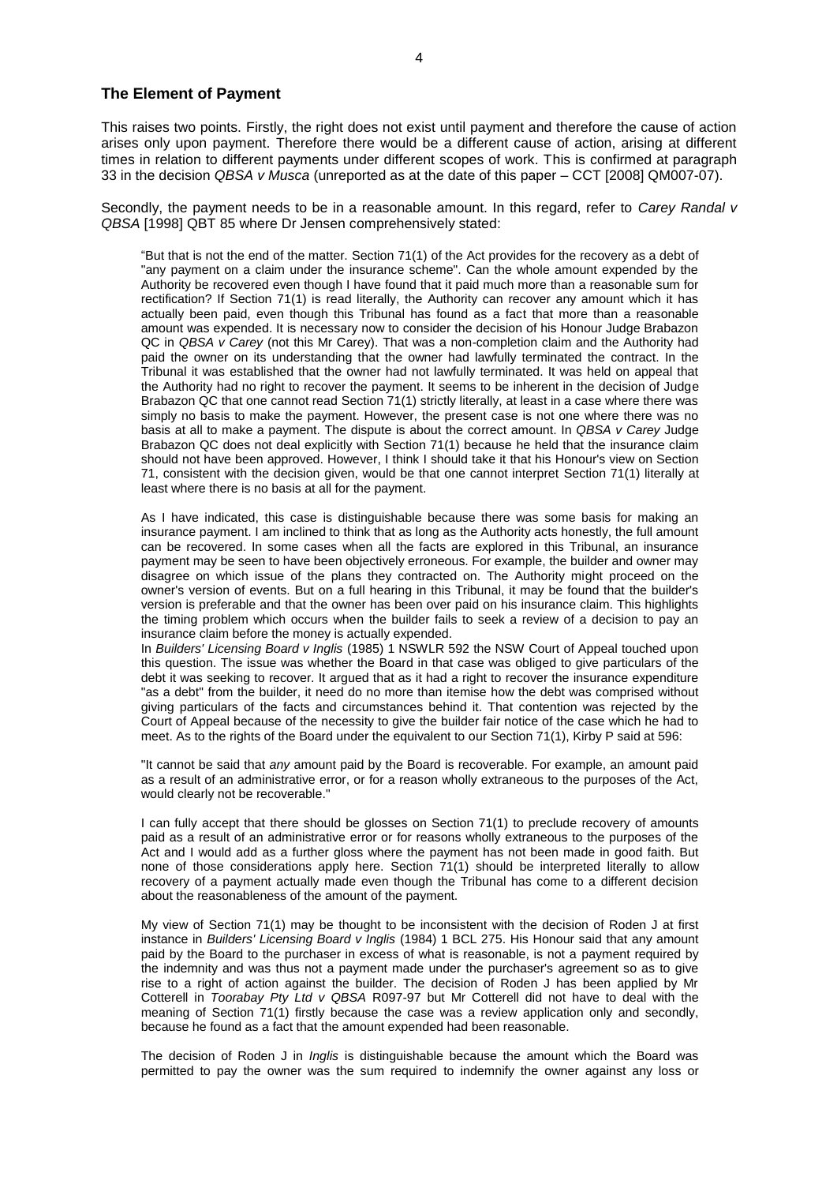## The Element of Payment

This raises two points. Firstly, the right does not exist until payment and therefore the cause of action arises only upon payment. Therefore there would be a different cause of action, arising at different times in relation to different payments under different scopes of work. This is confirmed at paragraph 33 in the decision *QBSA v Musca* (unreported as at the date of this paper – CCT [2008] QM007-07).

Secondly, the payment needs to be in a reasonable amount. In this regard, refer to *Carey Randal v QBSA* [1998] QBT 85 where Dr Jensen comprehensively stated:

> "But that is not the end of the matter. Section 71(1) of the Act provides for the recovery as a debt of "any payment on a claim under the insurance scheme". Can the whole amount expended by the Authority be recovered even though I have found that it paid much more than a reasonable sum for rectification? If Section 71(1) is read literally, the Authority can recover any amount which it has actually been paid, even though this Tribunal has found as a fact that more than a reasonable amount was expended. It is necessary now to consider the decision of his Honour Judge Brabazon QC in *QBSA v Carey* (not this Mr Carey). That was a non-completion claim and the Authority had paid the owner on its understanding that the owner had lawfully terminated the contract. In the Tribunal it was established that the owner had not lawfully terminated. It was held on appeal that the Authority had no right to recover the payment. It seems to be inherent in the decision of Judge Brabazon QC that one cannot read Section 71(1) strictly literally, at least in a case where there was simply no basis to make the payment. However, the present case is not one where there was no basis at all to make a payment. The dispute is about the correct amount. In *QBSA v Carey* Judge Brabazon QC does not deal explicitly with Section 71(1) because he held that the insurance claim should not have been approved. However, I think I should take it that his Honour's view on Section 71, consistent with the decision given, would be that one cannot interpret Section 71(1) literally at least where there is no basis at all for the payment.
>
> As I have indicated, this case is distinguishable because there was some basis for making an insurance payment. I am inclined to think that as long as the Authority acts honestly, the full amount can be recovered. In some cases when all the facts are explored in this Tribunal, an insurance payment may be seen to have been objectively erroneous. For example, the builder and owner may disagree on which issue of the plans they contracted on. The Authority might proceed on the owner's version of events. But on a full hearing in this Tribunal, it may be found that the builder's version is preferable and that the owner has been over paid on his insurance claim. This highlights the timing problem which occurs when the builder fails to seek a review of a decision to pay an insurance claim before the money is actually expended.
>
> In *Builders' Licensing Board v Inglis* (1985) 1 NSWLR 592 the NSW Court of Appeal touched upon this question. The issue was whether the Board in that case was obliged to give particulars of the debt it was seeking to recover. It argued that as it had a right to recover the insurance expenditure "as a debt" from the builder, it need do no more than itemise how the debt was comprised without giving particulars of the facts and circumstances behind it. That contention was rejected by the Court of Appeal because of the necessity to give the builder fair notice of the case which he had to meet. As to the rights of the Board under the equivalent to our Section 71(1), Kirby P said at 596:
>
> "It cannot be said that *any* amount paid by the Board is recoverable. For example, an amount paid as a result of an administrative error, or for a reason wholly extraneous to the purposes of the Act, would clearly not be recoverable."
>
> I can fully accept that there should be glosses on Section 71(1) to preclude recovery of amounts paid as a result of an administrative error or for reasons wholly extraneous to the purposes of the Act and I would add as a further gloss where the payment has not been made in good faith. But none of those considerations apply here. Section 71(1) should be interpreted literally to allow recovery of a payment actually made even though the Tribunal has come to a different decision about the reasonableness of the amount of the payment.
>
> My view of Section 71(1) may be thought to be inconsistent with the decision of Roden J at first instance in *Builders' Licensing Board v Inglis* (1984) 1 BCL 275. His Honour said that any amount paid by the Board to the purchaser in excess of what is reasonable, is not a payment required by the indemnity and was thus not a payment made under the purchaser's agreement so as to give rise to a right of action against the builder. The decision of Roden J has been applied by Mr Cotterell in *Toorabay Pty Ltd v QBSA* R097-97 but Mr Cotterell did not have to deal with the meaning of Section 71(1) firstly because the case was a review application only and secondly, because he found as a fact that the amount expended had been reasonable.
>
> The decision of Roden J in *Inglis* is distinguishable because the amount which the Board was permitted to pay the owner was the sum required to indemnify the owner against any loss or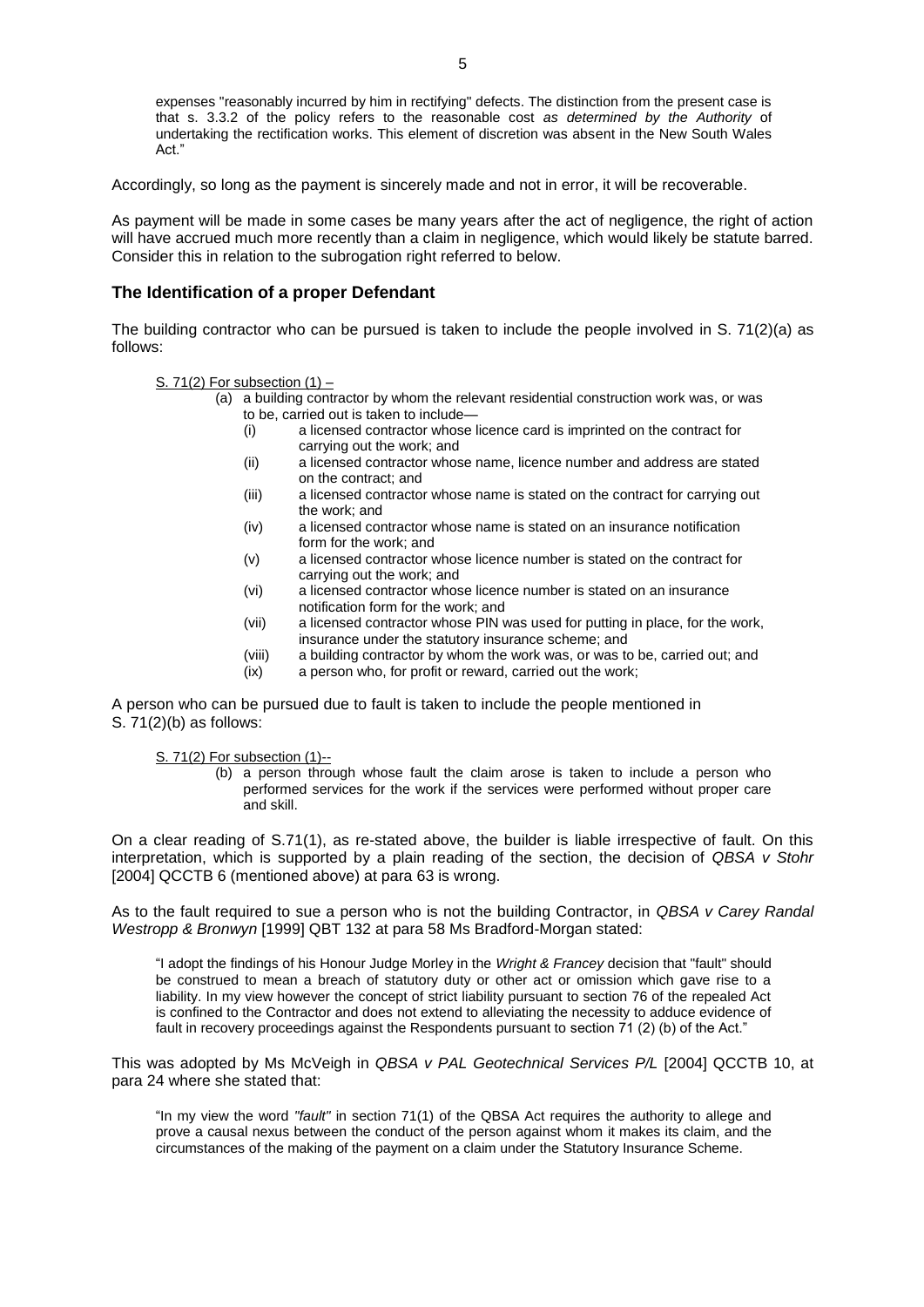> expenses "reasonably incurred by him in rectifying" defects. The distinction from the present case is that s. 3.3.2 of the policy refers to the reasonable cost *as determined by the Authority* of undertaking the rectification works. This element of discretion was absent in the New South Wales Act."

Accordingly, so long as the payment is sincerely made and not in error, it will be recoverable.

As payment will be made in some cases be many years after the act of negligence, the right of action will have accrued much more recently than a claim in negligence, which would likely be statute barred. Consider this in relation to the subrogation right referred to below.

## The Identification of a proper Defendant

The building contractor who can be pursued is taken to include the people involved in S. 71(2)(a) as follows:

> S. 71(2) For subsection (1) –
>
> (a) a building contractor by whom the relevant residential construction work was, or was to be, carried out is taken to include—
>
> (i) a licensed contractor whose licence card is imprinted on the contract for carrying out the work; and
>
> (ii) a licensed contractor whose name, licence number and address are stated on the contract; and
>
> (iii) a licensed contractor whose name is stated on the contract for carrying out the work; and
>
> (iv) a licensed contractor whose name is stated on an insurance notification form for the work; and
>
> (v) a licensed contractor whose licence number is stated on the contract for carrying out the work; and
>
> (vi) a licensed contractor whose licence number is stated on an insurance notification form for the work; and
>
> (vii) a licensed contractor whose PIN was used for putting in place, for the work, insurance under the statutory insurance scheme; and
>
> (viii) a building contractor by whom the work was, or was to be, carried out; and
>
> (ix) a person who, for profit or reward, carried out the work;

A person who can be pursued due to fault is taken to include the people mentioned in S. 71(2)(b) as follows:

> S. 71(2) For subsection (1)--
>
> (b) a person through whose fault the claim arose is taken to include a person who performed services for the work if the services were performed without proper care and skill.

On a clear reading of S.71(1), as re-stated above, the builder is liable irrespective of fault. On this interpretation, which is supported by a plain reading of the section, the decision of *QBSA v Stohr* [2004] QCCTB 6 (mentioned above) at para 63 is wrong.

As to the fault required to sue a person who is not the building Contractor, in *QBSA v Carey Randal Westropp & Bronwyn* [1999] QBT 132 at para 58 Ms Bradford-Morgan stated:

> "I adopt the findings of his Honour Judge Morley in the *Wright & Francey* decision that "fault" should be construed to mean a breach of statutory duty or other act or omission which gave rise to a liability. In my view however the concept of strict liability pursuant to section 76 of the repealed Act is confined to the Contractor and does not extend to alleviating the necessity to adduce evidence of fault in recovery proceedings against the Respondents pursuant to section 71 (2) (b) of the Act."

This was adopted by Ms McVeigh in *QBSA v PAL Geotechnical Services P/L* [2004] QCCTB 10, at para 24 where she stated that:

> "In my view the word *"fault"* in section 71(1) of the QBSA Act requires the authority to allege and prove a causal nexus between the conduct of the person against whom it makes its claim, and the circumstances of the making of the payment on a claim under the Statutory Insurance Scheme.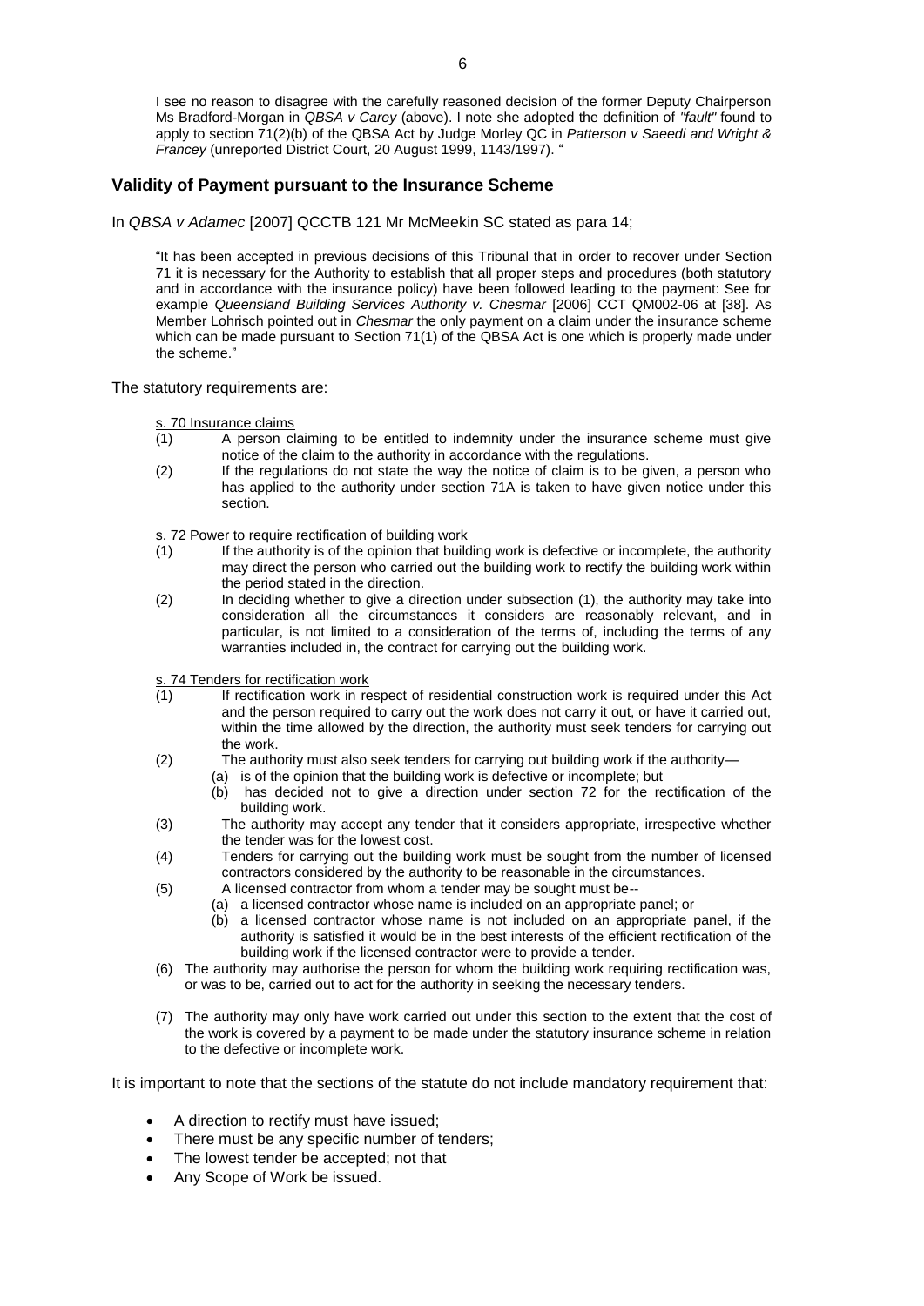I see no reason to disagree with the carefully reasoned decision of the former Deputy Chairperson Ms Bradford-Morgan in *QBSA v Carey* (above). I note she adopted the definition of *"fault"* found to apply to section 71(2)(b) of the QBSA Act by Judge Morley QC in *Patterson v Saeedi and Wright & Francey* (unreported District Court, 20 August 1999, 1143/1997). "

## Validity of Payment pursuant to the Insurance Scheme

In *QBSA v Adamec* [2007] QCCTB 121 Mr McMeekin SC stated as para 14;

> "It has been accepted in previous decisions of this Tribunal that in order to recover under Section 71 it is necessary for the Authority to establish that all proper steps and procedures (both statutory and in accordance with the insurance policy) have been followed leading to the payment: See for example *Queensland Building Services Authority v. Chesmar* [2006] CCT QM002-06 at [38]. As Member Lohrisch pointed out in *Chesmar* the only payment on a claim under the insurance scheme which can be made pursuant to Section 71(1) of the QBSA Act is one which is properly made under the scheme."

The statutory requirements are:

> s. 70 Insurance claims
>
> (1) A person claiming to be entitled to indemnity under the insurance scheme must give notice of the claim to the authority in accordance with the regulations.
>
> (2) If the regulations do not state the way the notice of claim is to be given, a person who has applied to the authority under section 71A is taken to have given notice under this section.
>
> s. 72 Power to require rectification of building work
>
> (1) If the authority is of the opinion that building work is defective or incomplete, the authority may direct the person who carried out the building work to rectify the building work within the period stated in the direction.
>
> (2) In deciding whether to give a direction under subsection (1), the authority may take into consideration all the circumstances it considers are reasonably relevant, and in particular, is not limited to a consideration of the terms of, including the terms of any warranties included in, the contract for carrying out the building work.
>
> s. 74 Tenders for rectification work
>
> (1) If rectification work in respect of residential construction work is required under this Act and the person required to carry out the work does not carry it out, or have it carried out, within the time allowed by the direction, the authority must seek tenders for carrying out the work.
>
> (2) The authority must also seek tenders for carrying out building work if the authority—
>
> (a) is of the opinion that the building work is defective or incomplete; but
>
> (b) has decided not to give a direction under section 72 for the rectification of the building work.
>
> (3) The authority may accept any tender that it considers appropriate, irrespective whether the tender was for the lowest cost.
>
> (4) Tenders for carrying out the building work must be sought from the number of licensed contractors considered by the authority to be reasonable in the circumstances.
>
> (5) A licensed contractor from whom a tender may be sought must be--
>
> (a) a licensed contractor whose name is included on an appropriate panel; or
>
> (b) a licensed contractor whose name is not included on an appropriate panel, if the authority is satisfied it would be in the best interests of the efficient rectification of the building work if the licensed contractor were to provide a tender.
>
> (6) The authority may authorise the person for whom the building work requiring rectification was, or was to be, carried out to act for the authority in seeking the necessary tenders.
>
> (7) The authority may only have work carried out under this section to the extent that the cost of the work is covered by a payment to be made under the statutory insurance scheme in relation to the defective or incomplete work.

It is important to note that the sections of the statute do not include mandatory requirement that:

- A direction to rectify must have issued;
- There must be any specific number of tenders;
- The lowest tender be accepted; not that
- Any Scope of Work be issued.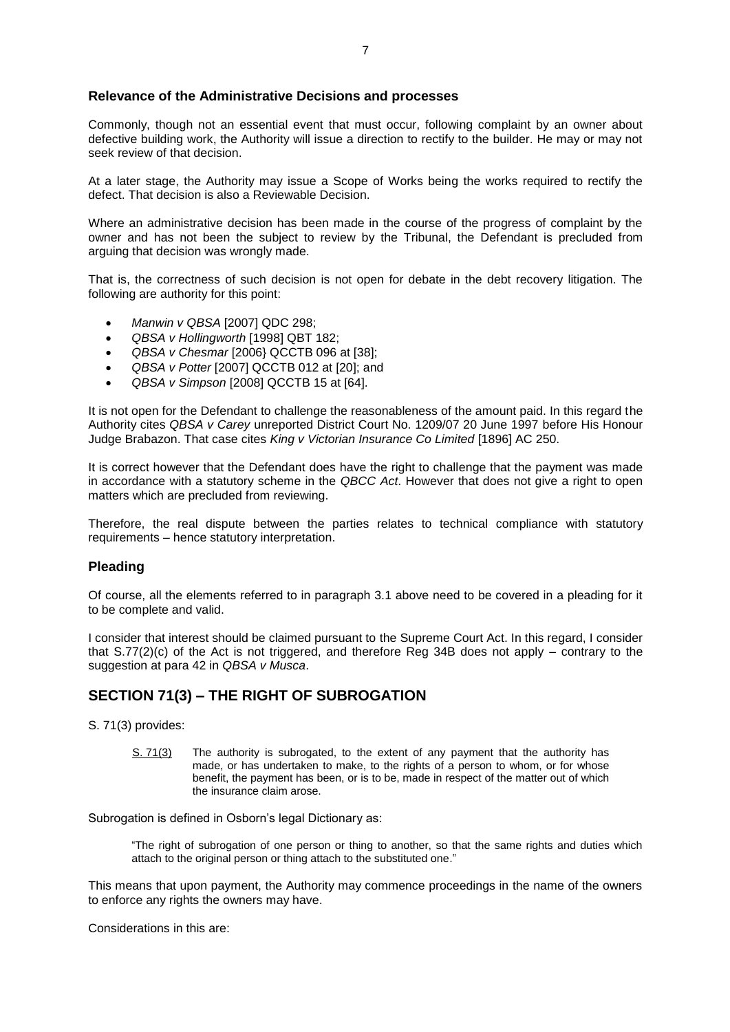### Relevance of the Administrative Decisions and processes

Commonly, though not an essential event that must occur, following complaint by an owner about defective building work, the Authority will issue a direction to rectify to the builder. He may or may not seek review of that decision.

At a later stage, the Authority may issue a Scope of Works being the works required to rectify the defect. That decision is also a Reviewable Decision.

Where an administrative decision has been made in the course of the progress of complaint by the owner and has not been the subject to review by the Tribunal, the Defendant is precluded from arguing that decision was wrongly made.

That is, the correctness of such decision is not open for debate in the debt recovery litigation. The following are authority for this point:

- *Manwin v QBSA* [2007] QDC 298;
- *QBSA v Hollingworth* [1998] QBT 182;
- *QBSA v Chesmar* [2006} QCCTB 096 at [38];
- *QBSA v Potter* [2007] QCCTB 012 at [20]; and
- *QBSA v Simpson* [2008] QCCTB 15 at [64].

It is not open for the Defendant to challenge the reasonableness of the amount paid. In this regard the Authority cites *QBSA v Carey* unreported District Court No. 1209/07 20 June 1997 before His Honour Judge Brabazon. That case cites *King v Victorian Insurance Co Limited* [1896] AC 250.

It is correct however that the Defendant does have the right to challenge that the payment was made in accordance with a statutory scheme in the *QBCC Act*. However that does not give a right to open matters which are precluded from reviewing.

Therefore, the real dispute between the parties relates to technical compliance with statutory requirements – hence statutory interpretation.

### Pleading

Of course, all the elements referred to in paragraph 3.1 above need to be covered in a pleading for it to be complete and valid.

I consider that interest should be claimed pursuant to the Supreme Court Act. In this regard, I consider that S.77(2)(c) of the Act is not triggered, and therefore Reg 34B does not apply – contrary to the suggestion at para 42 in *QBSA v Musca*.

## SECTION 71(3) – THE RIGHT OF SUBROGATION

S. 71(3) provides:

> S. 71(3) The authority is subrogated, to the extent of any payment that the authority has made, or has undertaken to make, to the rights of a person to whom, or for whose benefit, the payment has been, or is to be, made in respect of the matter out of which the insurance claim arose.

Subrogation is defined in Osborn's legal Dictionary as:

> "The right of subrogation of one person or thing to another, so that the same rights and duties which attach to the original person or thing attach to the substituted one."

This means that upon payment, the Authority may commence proceedings in the name of the owners to enforce any rights the owners may have.

Considerations in this are: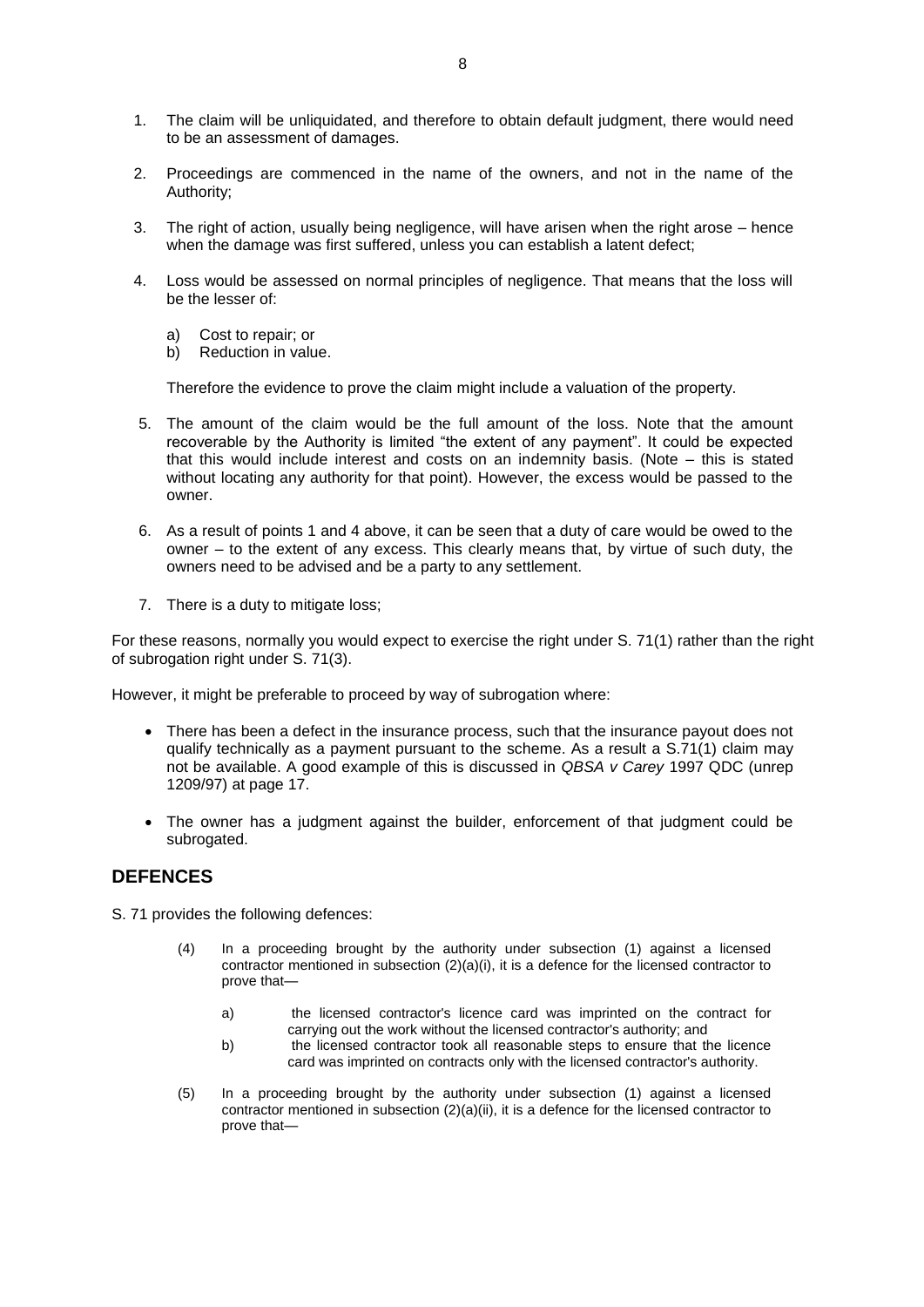1. The claim will be unliquidated, and therefore to obtain default judgment, there would need to be an assessment of damages.

2. Proceedings are commenced in the name of the owners, and not in the name of the Authority;

3. The right of action, usually being negligence, will have arisen when the right arose – hence when the damage was first suffered, unless you can establish a latent defect;

4. Loss would be assessed on normal principles of negligence. That means that the loss will be the lesser of:

   a) Cost to repair; or
   b) Reduction in value.

   Therefore the evidence to prove the claim might include a valuation of the property.

5. The amount of the claim would be the full amount of the loss. Note that the amount recoverable by the Authority is limited "the extent of any payment". It could be expected that this would include interest and costs on an indemnity basis. (Note – this is stated without locating any authority for that point). However, the excess would be passed to the owner.

6. As a result of points 1 and 4 above, it can be seen that a duty of care would be owed to the owner – to the extent of any excess. This clearly means that, by virtue of such duty, the owners need to be advised and be a party to any settlement.

7. There is a duty to mitigate loss;

For these reasons, normally you would expect to exercise the right under S. 71(1) rather than the right of subrogation right under S. 71(3).

However, it might be preferable to proceed by way of subrogation where:

- There has been a defect in the insurance process, such that the insurance payout does not qualify technically as a payment pursuant to the scheme. As a result a S.71(1) claim may not be available. A good example of this is discussed in *QBSA v Carey* 1997 QDC (unrep 1209/97) at page 17.
- The owner has a judgment against the builder, enforcement of that judgment could be subrogated.

## DEFENCES

S. 71 provides the following defences:

> (4) In a proceeding brought by the authority under subsection (1) against a licensed contractor mentioned in subsection (2)(a)(i), it is a defence for the licensed contractor to prove that—
>
> a) the licensed contractor's licence card was imprinted on the contract for carrying out the work without the licensed contractor's authority; and
>
> b) the licensed contractor took all reasonable steps to ensure that the licence card was imprinted on contracts only with the licensed contractor's authority.
>
> (5) In a proceeding brought by the authority under subsection (1) against a licensed contractor mentioned in subsection (2)(a)(ii), it is a defence for the licensed contractor to prove that—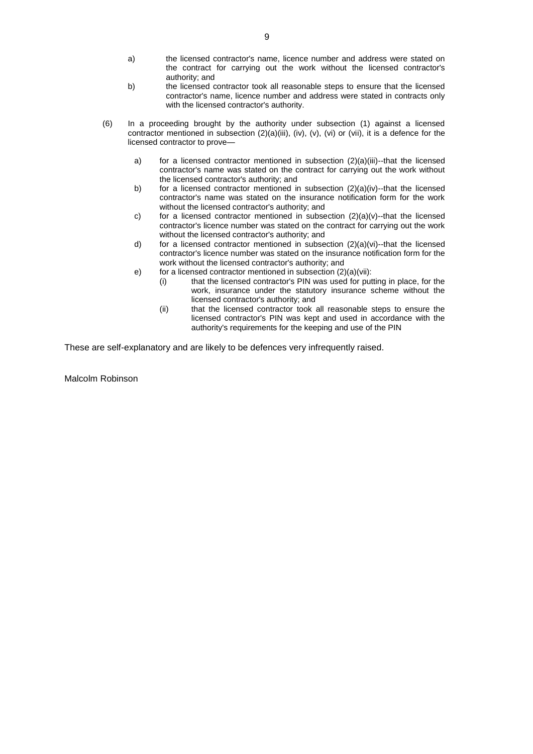a) the licensed contractor's name, licence number and address were stated on the contract for carrying out the work without the licensed contractor's authority; and

b) the licensed contractor took all reasonable steps to ensure that the licensed contractor's name, licence number and address were stated in contracts only with the licensed contractor's authority.

(6) In a proceeding brought by the authority under subsection (1) against a licensed contractor mentioned in subsection (2)(a)(iii), (iv), (v), (vi) or (vii), it is a defence for the licensed contractor to prove—

a) for a licensed contractor mentioned in subsection (2)(a)(iii)--that the licensed contractor's name was stated on the contract for carrying out the work without the licensed contractor's authority; and

b) for a licensed contractor mentioned in subsection (2)(a)(iv)--that the licensed contractor's name was stated on the insurance notification form for the work without the licensed contractor's authority; and

c) for a licensed contractor mentioned in subsection (2)(a)(v)--that the licensed contractor's licence number was stated on the contract for carrying out the work without the licensed contractor's authority; and

d) for a licensed contractor mentioned in subsection (2)(a)(vi)--that the licensed contractor's licence number was stated on the insurance notification form for the work without the licensed contractor's authority; and

e) for a licensed contractor mentioned in subsection (2)(a)(vii):

  (i) that the licensed contractor's PIN was used for putting in place, for the work, insurance under the statutory insurance scheme without the licensed contractor's authority; and

  (ii) that the licensed contractor took all reasonable steps to ensure the licensed contractor's PIN was kept and used in accordance with the authority's requirements for the keeping and use of the PIN

These are self-explanatory and are likely to be defences very infrequently raised.

Malcolm Robinson